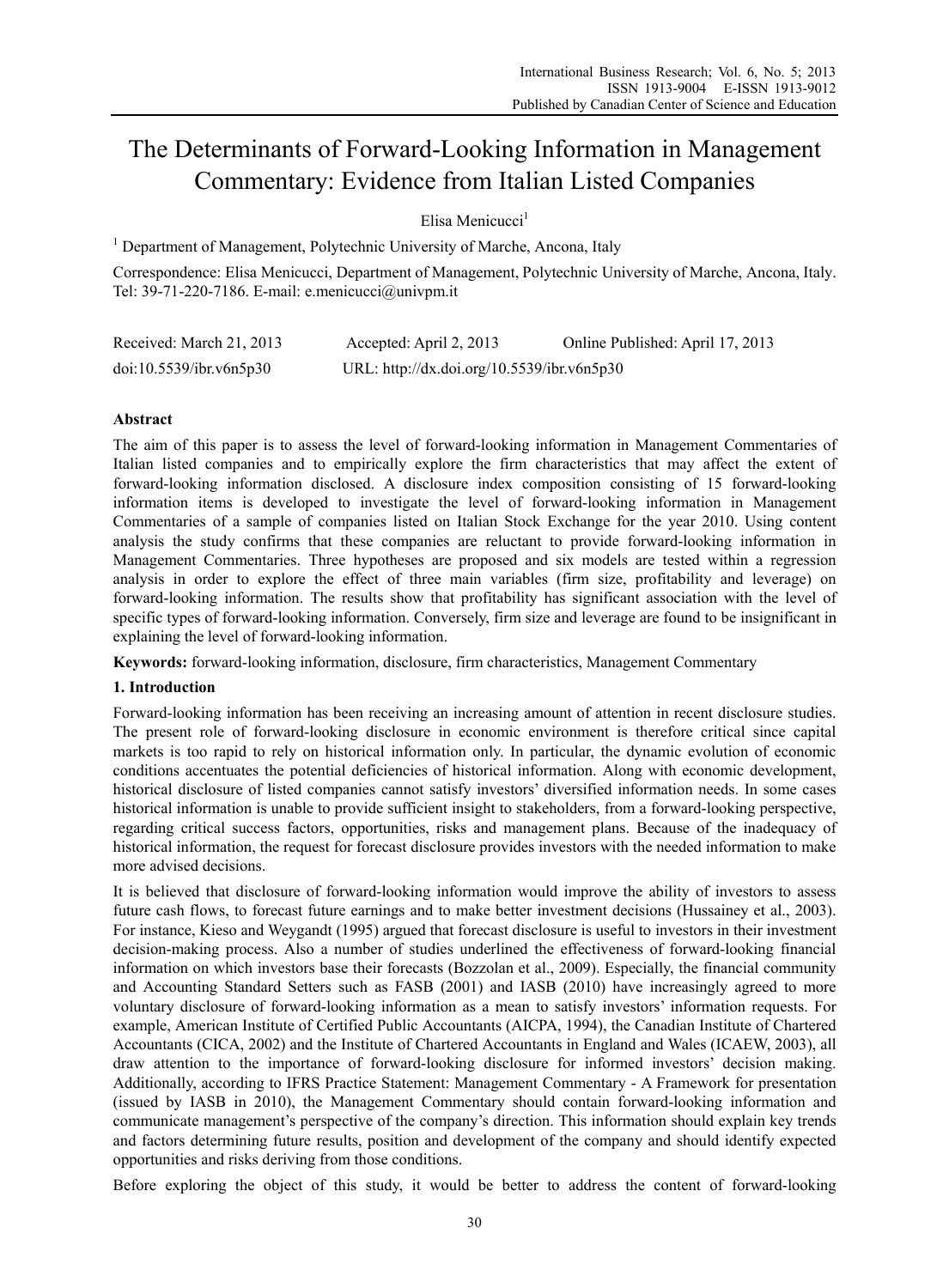# The Determinants of Forward-Looking Information in Management Commentary: Evidence from Italian Listed Companies

Elisa Menicucci[1]

[1] Department of Management, Polytechnic University of Marche, Ancona, Italy

Correspondence: Elisa Menicucci, Department of Management, Polytechnic University of Marche, Ancona, Italy. Tel: 39-71-220-7186. E-mail: e.menicucci@univpm.it

Received: March 21, 2013 Accepted: April 2, 2013 Online Published: April 17, 2013

doi:10.5539/ibr.v6n5p30 URL: http://dx.doi.org/10.5539/ibr.v6n5p30

## Abstract

The aim of this paper is to assess the level of forward-looking information in Management Commentaries of Italian listed companies and to empirically explore the firm characteristics that may affect the extent of forward-looking information disclosed. A disclosure index composition consisting of 15 forward-looking information items is developed to investigate the level of forward-looking information in Management Commentaries of a sample of companies listed on Italian Stock Exchange for the year 2010. Using content analysis the study confirms that these companies are reluctant to provide forward-looking information in Management Commentaries. Three hypotheses are proposed and six models are tested within a regression analysis in order to explore the effect of three main variables (firm size, profitability and leverage) on forward-looking information. The results show that profitability has significant association with the level of specific types of forward-looking information. Conversely, firm size and leverage are found to be insignificant in explaining the level of forward-looking information.

**Keywords:** forward-looking information, disclosure, firm characteristics, Management Commentary

## 1. Introduction

Forward-looking information has been receiving an increasing amount of attention in recent disclosure studies. The present role of forward-looking disclosure in economic environment is therefore critical since capital markets is too rapid to rely on historical information only. In particular, the dynamic evolution of economic conditions accentuates the potential deficiencies of historical information. Along with economic development, historical disclosure of listed companies cannot satisfy investors' diversified information needs. In some cases historical information is unable to provide sufficient insight to stakeholders, from a forward-looking perspective, regarding critical success factors, opportunities, risks and management plans. Because of the inadequacy of historical information, the request for forecast disclosure provides investors with the needed information to make more advised decisions.

It is believed that disclosure of forward-looking information would improve the ability of investors to assess future cash flows, to forecast future earnings and to make better investment decisions (Hussainey et al., 2003). For instance, Kieso and Weygandt (1995) argued that forecast disclosure is useful to investors in their investment decision-making process. Also a number of studies underlined the effectiveness of forward-looking financial information on which investors base their forecasts (Bozzolan et al., 2009). Especially, the financial community and Accounting Standard Setters such as FASB (2001) and IASB (2010) have increasingly agreed to more voluntary disclosure of forward-looking information as a mean to satisfy investors' information requests. For example, American Institute of Certified Public Accountants (AICPA, 1994), the Canadian Institute of Chartered Accountants (CICA, 2002) and the Institute of Chartered Accountants in England and Wales (ICAEW, 2003), all draw attention to the importance of forward-looking disclosure for informed investors' decision making. Additionally, according to IFRS Practice Statement: Management Commentary - A Framework for presentation (issued by IASB in 2010), the Management Commentary should contain forward-looking information and communicate management's perspective of the company's direction. This information should explain key trends and factors determining future results, position and development of the company and should identify expected opportunities and risks deriving from those conditions.

Before exploring the object of this study, it would be better to address the content of forward-looking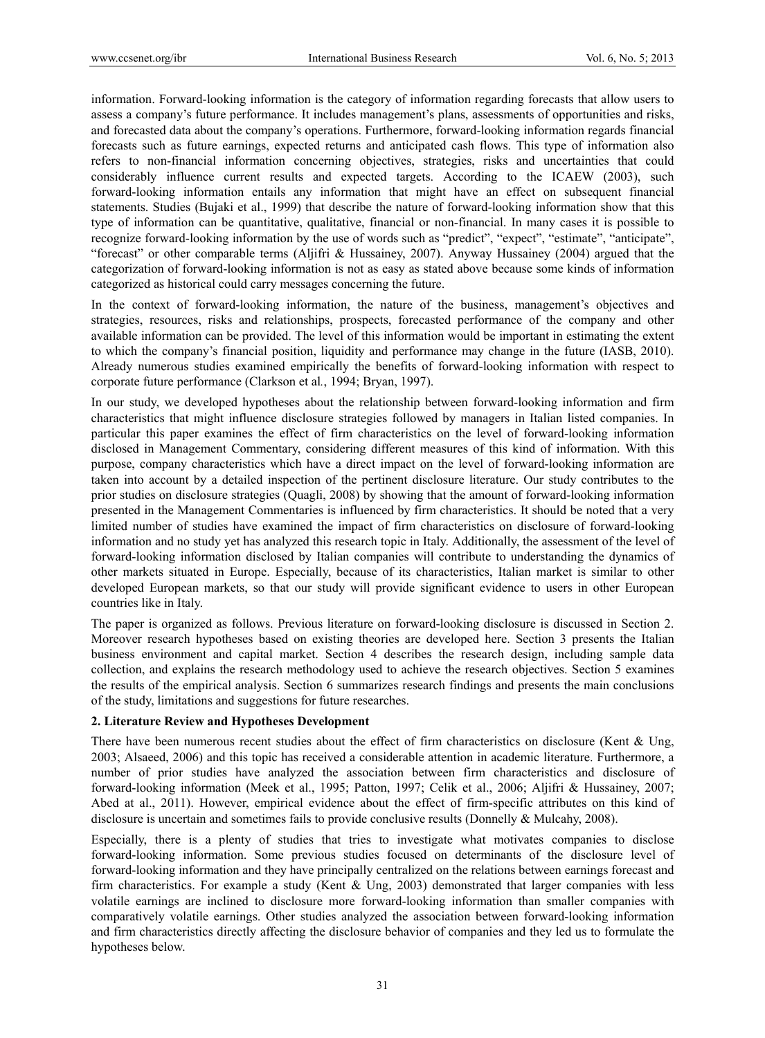information. Forward-looking information is the category of information regarding forecasts that allow users to assess a company's future performance. It includes management's plans, assessments of opportunities and risks, and forecasted data about the company's operations. Furthermore, forward-looking information regards financial forecasts such as future earnings, expected returns and anticipated cash flows. This type of information also refers to non-financial information concerning objectives, strategies, risks and uncertainties that could considerably influence current results and expected targets. According to the ICAEW (2003), such forward-looking information entails any information that might have an effect on subsequent financial statements. Studies (Bujaki et al., 1999) that describe the nature of forward-looking information show that this type of information can be quantitative, qualitative, financial or non-financial. In many cases it is possible to recognize forward-looking information by the use of words such as "predict", "expect", "estimate", "anticipate", "forecast" or other comparable terms (Aljifri & Hussainey, 2007). Anyway Hussainey (2004) argued that the categorization of forward-looking information is not as easy as stated above because some kinds of information categorized as historical could carry messages concerning the future.

In the context of forward-looking information, the nature of the business, management's objectives and strategies, resources, risks and relationships, prospects, forecasted performance of the company and other available information can be provided. The level of this information would be important in estimating the extent to which the company's financial position, liquidity and performance may change in the future (IASB, 2010). Already numerous studies examined empirically the benefits of forward-looking information with respect to corporate future performance (Clarkson et al., 1994; Bryan, 1997).

In our study, we developed hypotheses about the relationship between forward-looking information and firm characteristics that might influence disclosure strategies followed by managers in Italian listed companies. In particular this paper examines the effect of firm characteristics on the level of forward-looking information disclosed in Management Commentary, considering different measures of this kind of information. With this purpose, company characteristics which have a direct impact on the level of forward-looking information are taken into account by a detailed inspection of the pertinent disclosure literature. Our study contributes to the prior studies on disclosure strategies (Quagli, 2008) by showing that the amount of forward-looking information presented in the Management Commentaries is influenced by firm characteristics. It should be noted that a very limited number of studies have examined the impact of firm characteristics on disclosure of forward-looking information and no study yet has analyzed this research topic in Italy. Additionally, the assessment of the level of forward-looking information disclosed by Italian companies will contribute to understanding the dynamics of other markets situated in Europe. Especially, because of its characteristics, Italian market is similar to other developed European markets, so that our study will provide significant evidence to users in other European countries like in Italy.

The paper is organized as follows. Previous literature on forward-looking disclosure is discussed in Section 2. Moreover research hypotheses based on existing theories are developed here. Section 3 presents the Italian business environment and capital market. Section 4 describes the research design, including sample data collection, and explains the research methodology used to achieve the research objectives. Section 5 examines the results of the empirical analysis. Section 6 summarizes research findings and presents the main conclusions of the study, limitations and suggestions for future researches.

## 2. Literature Review and Hypotheses Development

There have been numerous recent studies about the effect of firm characteristics on disclosure (Kent & Ung, 2003; Alsaeed, 2006) and this topic has received a considerable attention in academic literature. Furthermore, a number of prior studies have analyzed the association between firm characteristics and disclosure of forward-looking information (Meek et al., 1995; Patton, 1997; Celik et al., 2006; Aljifri & Hussainey, 2007; Abed at al., 2011). However, empirical evidence about the effect of firm-specific attributes on this kind of disclosure is uncertain and sometimes fails to provide conclusive results (Donnelly & Mulcahy, 2008).

Especially, there is a plenty of studies that tries to investigate what motivates companies to disclose forward-looking information. Some previous studies focused on determinants of the disclosure level of forward-looking information and they have principally centralized on the relations between earnings forecast and firm characteristics. For example a study (Kent & Ung, 2003) demonstrated that larger companies with less volatile earnings are inclined to disclosure more forward-looking information than smaller companies with comparatively volatile earnings. Other studies analyzed the association between forward-looking information and firm characteristics directly affecting the disclosure behavior of companies and they led us to formulate the hypotheses below.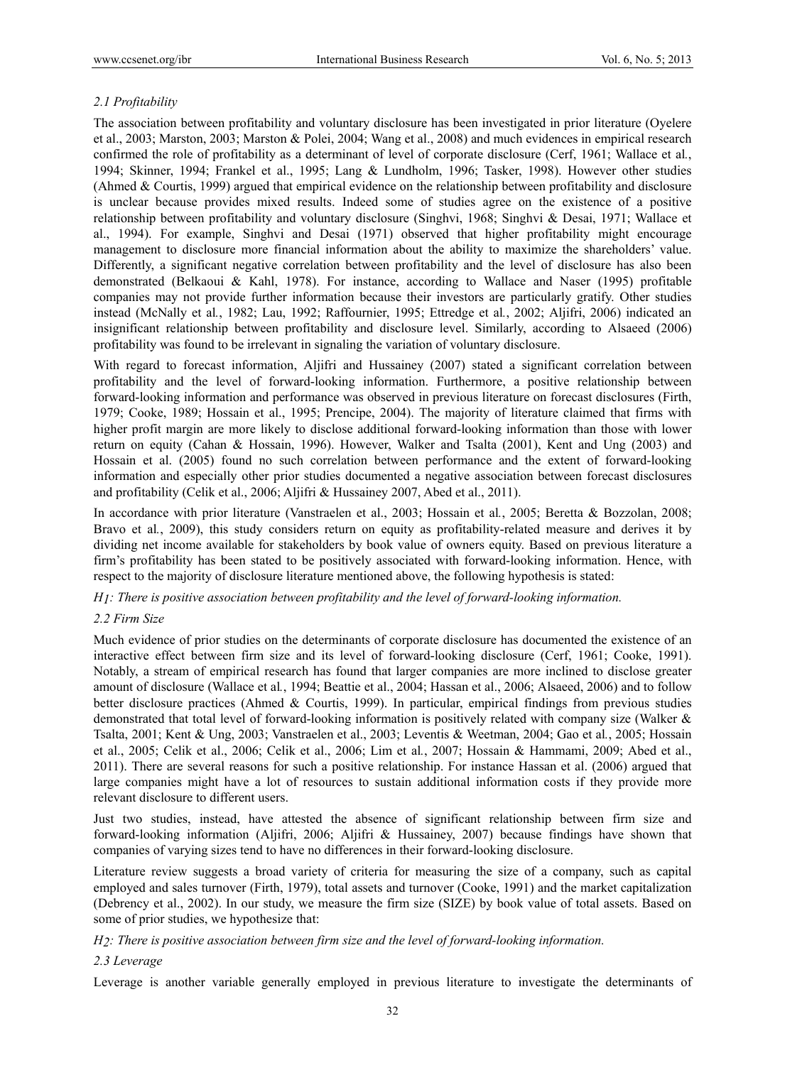### *2.1 Profitability*

The association between profitability and voluntary disclosure has been investigated in prior literature (Oyelere et al., 2003; Marston, 2003; Marston & Polei, 2004; Wang et al., 2008) and much evidences in empirical research confirmed the role of profitability as a determinant of level of corporate disclosure (Cerf, 1961; Wallace et al*.*, 1994; Skinner, 1994; Frankel et al., 1995; Lang & Lundholm, 1996; Tasker, 1998). However other studies (Ahmed & Courtis, 1999) argued that empirical evidence on the relationship between profitability and disclosure is unclear because provides mixed results. Indeed some of studies agree on the existence of a positive relationship between profitability and voluntary disclosure (Singhvi, 1968; Singhvi & Desai, 1971; Wallace et al., 1994). For example, Singhvi and Desai (1971) observed that higher profitability might encourage management to disclosure more financial information about the ability to maximize the shareholders' value. Differently, a significant negative correlation between profitability and the level of disclosure has also been demonstrated (Belkaoui & Kahl, 1978). For instance, according to Wallace and Naser (1995) profitable companies may not provide further information because their investors are particularly gratify. Other studies instead (McNally et al*.*, 1982; Lau, 1992; Raffournier, 1995; Ettredge et al*.*, 2002; Aljifri, 2006) indicated an insignificant relationship between profitability and disclosure level. Similarly, according to Alsaeed (2006) profitability was found to be irrelevant in signaling the variation of voluntary disclosure.

With regard to forecast information, Aljifri and Hussainey (2007) stated a significant correlation between profitability and the level of forward-looking information. Furthermore, a positive relationship between forward-looking information and performance was observed in previous literature on forecast disclosures (Firth, 1979; Cooke, 1989; Hossain et al., 1995; Prencipe, 2004). The majority of literature claimed that firms with higher profit margin are more likely to disclose additional forward-looking information than those with lower return on equity (Cahan & Hossain, 1996). However, Walker and Tsalta (2001), Kent and Ung (2003) and Hossain et al. (2005) found no such correlation between performance and the extent of forward-looking information and especially other prior studies documented a negative association between forecast disclosures and profitability (Celik et al., 2006; Aljifri & Hussainey 2007, Abed et al., 2011).

In accordance with prior literature (Vanstraelen et al., 2003; Hossain et al*.*, 2005; Beretta & Bozzolan, 2008; Bravo et al*.*, 2009), this study considers return on equity as profitability-related measure and derives it by dividing net income available for stakeholders by book value of owners equity. Based on previous literature a firm's profitability has been stated to be positively associated with forward-looking information. Hence, with respect to the majority of disclosure literature mentioned above, the following hypothesis is stated:

*H1: There is positive association between profitability and the level of forward-looking information.*

### *2.2 Firm Size*

Much evidence of prior studies on the determinants of corporate disclosure has documented the existence of an interactive effect between firm size and its level of forward-looking disclosure (Cerf, 1961; Cooke, 1991). Notably, a stream of empirical research has found that larger companies are more inclined to disclose greater amount of disclosure (Wallace et al*.*, 1994; Beattie et al., 2004; Hassan et al., 2006; Alsaeed, 2006) and to follow better disclosure practices (Ahmed & Courtis, 1999). In particular, empirical findings from previous studies demonstrated that total level of forward-looking information is positively related with company size (Walker & Tsalta, 2001; Kent & Ung, 2003; Vanstraelen et al., 2003; Leventis & Weetman, 2004; Gao et al*.*, 2005; Hossain et al., 2005; Celik et al., 2006; Celik et al., 2006; Lim et al*.*, 2007; Hossain & Hammami, 2009; Abed et al., 2011). There are several reasons for such a positive relationship. For instance Hassan et al. (2006) argued that large companies might have a lot of resources to sustain additional information costs if they provide more relevant disclosure to different users.

Just two studies, instead, have attested the absence of significant relationship between firm size and forward-looking information (Aljifri, 2006; Aljifri & Hussainey, 2007) because findings have shown that companies of varying sizes tend to have no differences in their forward-looking disclosure.

Literature review suggests a broad variety of criteria for measuring the size of a company, such as capital employed and sales turnover (Firth, 1979), total assets and turnover (Cooke, 1991) and the market capitalization (Debrency et al., 2002). In our study, we measure the firm size (SIZE) by book value of total assets. Based on some of prior studies, we hypothesize that:

*H2: There is positive association between firm size and the level of forward-looking information.*

### *2.3 Leverage*

Leverage is another variable generally employed in previous literature to investigate the determinants of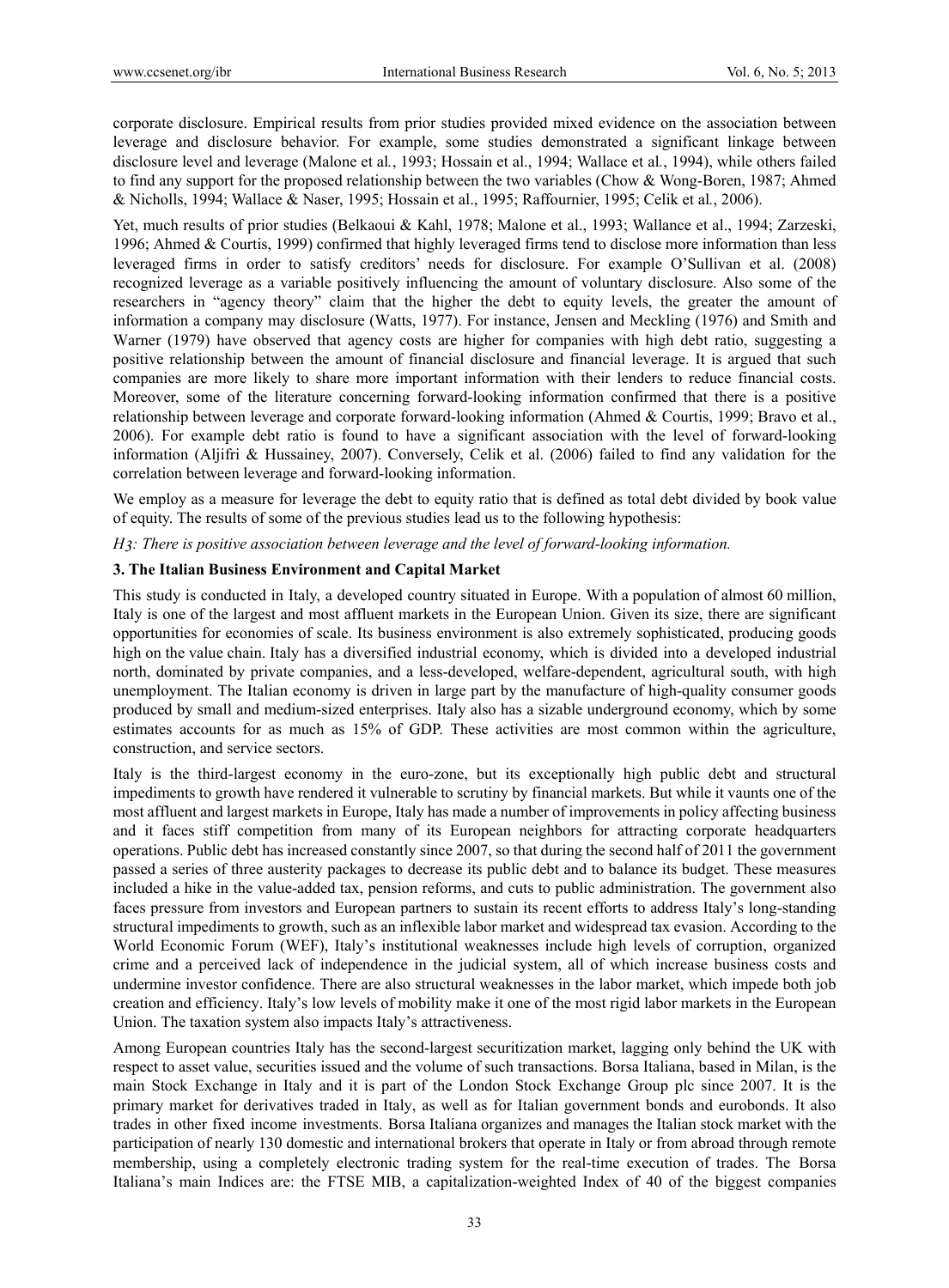corporate disclosure. Empirical results from prior studies provided mixed evidence on the association between leverage and disclosure behavior. For example, some studies demonstrated a significant linkage between disclosure level and leverage (Malone et al*.*, 1993; Hossain et al., 1994; Wallace et al*.*, 1994), while others failed to find any support for the proposed relationship between the two variables (Chow & Wong-Boren, 1987; Ahmed & Nicholls, 1994; Wallace & Naser, 1995; Hossain et al., 1995; Raffournier, 1995; Celik et al*.*, 2006).

Yet, much results of prior studies (Belkaoui & Kahl, 1978; Malone et al., 1993; Wallance et al., 1994; Zarzeski, 1996; Ahmed & Courtis, 1999) confirmed that highly leveraged firms tend to disclose more information than less leveraged firms in order to satisfy creditors' needs for disclosure. For example O'Sullivan et al. (2008) recognized leverage as a variable positively influencing the amount of voluntary disclosure. Also some of the researchers in "agency theory" claim that the higher the debt to equity levels, the greater the amount of information a company may disclosure (Watts, 1977). For instance, Jensen and Meckling (1976) and Smith and Warner (1979) have observed that agency costs are higher for companies with high debt ratio, suggesting a positive relationship between the amount of financial disclosure and financial leverage. It is argued that such companies are more likely to share more important information with their lenders to reduce financial costs. Moreover, some of the literature concerning forward-looking information confirmed that there is a positive relationship between leverage and corporate forward-looking information (Ahmed & Courtis, 1999; Bravo et al., 2006). For example debt ratio is found to have a significant association with the level of forward-looking information (Aljifri & Hussainey, 2007). Conversely, Celik et al. (2006) failed to find any validation for the correlation between leverage and forward-looking information.

We employ as a measure for leverage the debt to equity ratio that is defined as total debt divided by book value of equity. The results of some of the previous studies lead us to the following hypothesis:

*H3: There is positive association between leverage and the level of forward-looking information.*

### 3. The Italian Business Environment and Capital Market

This study is conducted in Italy, a developed country situated in Europe. With a population of almost 60 million, Italy is one of the largest and most affluent markets in the European Union. Given its size, there are significant opportunities for economies of scale. Its business environment is also extremely sophisticated, producing goods high on the value chain. Italy has a diversified industrial economy, which is divided into a developed industrial north, dominated by private companies, and a less-developed, welfare-dependent, agricultural south, with high unemployment. The Italian economy is driven in large part by the manufacture of high-quality consumer goods produced by small and medium-sized enterprises. Italy also has a sizable underground economy, which by some estimates accounts for as much as 15% of GDP. These activities are most common within the agriculture, construction, and service sectors.

Italy is the third-largest economy in the euro-zone, but its exceptionally high public debt and structural impediments to growth have rendered it vulnerable to scrutiny by financial markets. But while it vaunts one of the most affluent and largest markets in Europe, Italy has made a number of improvements in policy affecting business and it faces stiff competition from many of its European neighbors for attracting corporate headquarters operations. Public debt has increased constantly since 2007, so that during the second half of 2011 the government passed a series of three austerity packages to decrease its public debt and to balance its budget. These measures included a hike in the value-added tax, pension reforms, and cuts to public administration. The government also faces pressure from investors and European partners to sustain its recent efforts to address Italy's long-standing structural impediments to growth, such as an inflexible labor market and widespread tax evasion. According to the World Economic Forum (WEF), Italy's institutional weaknesses include high levels of corruption, organized crime and a perceived lack of independence in the judicial system, all of which increase business costs and undermine investor confidence. There are also structural weaknesses in the labor market, which impede both job creation and efficiency. Italy's low levels of mobility make it one of the most rigid labor markets in the European Union. The taxation system also impacts Italy's attractiveness.

Among European countries Italy has the second-largest securitization market, lagging only behind the UK with respect to asset value, securities issued and the volume of such transactions. Borsa Italiana, based in Milan, is the main Stock Exchange in Italy and it is part of the London Stock Exchange Group plc since 2007. It is the primary market for derivatives traded in Italy, as well as for Italian government bonds and eurobonds. It also trades in other fixed income investments. Borsa Italiana organizes and manages the Italian stock market with the participation of nearly 130 domestic and international brokers that operate in Italy or from abroad through remote membership, using a completely electronic trading system for the real-time execution of trades. The Borsa Italiana's main Indices are: the FTSE MIB, a capitalization-weighted Index of 40 of the biggest companies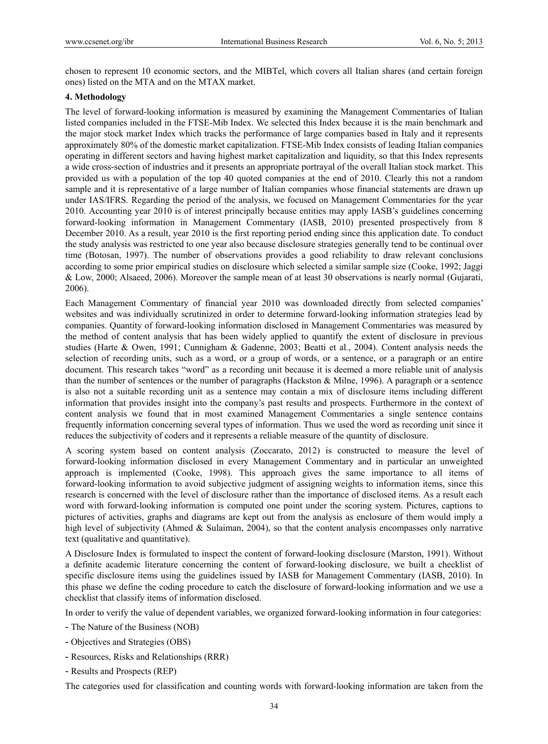chosen to represent 10 economic sectors, and the MIBTel, which covers all Italian shares (and certain foreign ones) listed on the MTA and on the MTAX market.

## 4. Methodology

The level of forward-looking information is measured by examining the Management Commentaries of Italian listed companies included in the FTSE-Mib Index. We selected this Index because it is the main benchmark and the major stock market Index which tracks the performance of large companies based in Italy and it represents approximately 80% of the domestic market capitalization. FTSE-Mib Index consists of leading Italian companies operating in different sectors and having highest market capitalization and liquidity, so that this Index represents a wide cross-section of industries and it presents an appropriate portrayal of the overall Italian stock market. This provided us with a population of the top 40 quoted companies at the end of 2010. Clearly this not a random sample and it is representative of a large number of Italian companies whose financial statements are drawn up under IAS/IFRS. Regarding the period of the analysis, we focused on Management Commentaries for the year 2010. Accounting year 2010 is of interest principally because entities may apply IASB's guidelines concerning forward-looking information in Management Commentary (IASB, 2010) presented prospectively from 8 December 2010. As a result, year 2010 is the first reporting period ending since this application date. To conduct the study analysis was restricted to one year also because disclosure strategies generally tend to be continual over time (Botosan, 1997). The number of observations provides a good reliability to draw relevant conclusions according to some prior empirical studies on disclosure which selected a similar sample size (Cooke, 1992; Jaggi & Low, 2000; Alsaeed, 2006). Moreover the sample mean of at least 30 observations is nearly normal (Gujarati, 2006).

Each Management Commentary of financial year 2010 was downloaded directly from selected companies' websites and was individually scrutinized in order to determine forward-looking information strategies lead by companies. Quantity of forward-looking information disclosed in Management Commentaries was measured by the method of content analysis that has been widely applied to quantify the extent of disclosure in previous studies (Harte & Owen, 1991; Cunnigham & Gadenne, 2003; Beatti et al., 2004). Content analysis needs the selection of recording units, such as a word, or a group of words, or a sentence, or a paragraph or an entire document. This research takes "word" as a recording unit because it is deemed a more reliable unit of analysis than the number of sentences or the number of paragraphs (Hackston & Milne, 1996). A paragraph or a sentence is also not a suitable recording unit as a sentence may contain a mix of disclosure items including different information that provides insight into the company's past results and prospects. Furthermore in the context of content analysis we found that in most examined Management Commentaries a single sentence contains frequently information concerning several types of information. Thus we used the word as recording unit since it reduces the subjectivity of coders and it represents a reliable measure of the quantity of disclosure.

A scoring system based on content analysis (Zoccarato, 2012) is constructed to measure the level of forward-looking information disclosed in every Management Commentary and in particular an unweighted approach is implemented (Cooke, 1998). This approach gives the same importance to all items of forward-looking information to avoid subjective judgment of assigning weights to information items, since this research is concerned with the level of disclosure rather than the importance of disclosed items. As a result each word with forward-looking information is computed one point under the scoring system. Pictures, captions to pictures of activities, graphs and diagrams are kept out from the analysis as enclosure of them would imply a high level of subjectivity (Ahmed & Sulaiman, 2004), so that the content analysis encompasses only narrative text (qualitative and quantitative).

A Disclosure Index is formulated to inspect the content of forward-looking disclosure (Marston, 1991). Without a definite academic literature concerning the content of forward-looking disclosure, we built a checklist of specific disclosure items using the guidelines issued by IASB for Management Commentary (IASB, 2010). In this phase we define the coding procedure to catch the disclosure of forward-looking information and we use a checklist that classify items of information disclosed.

In order to verify the value of dependent variables, we organized forward-looking information in four categories:

- The Nature of the Business (NOB)
- Objectives and Strategies (OBS)
- Resources, Risks and Relationships (RRR)
- Results and Prospects (REP)

The categories used for classification and counting words with forward-looking information are taken from the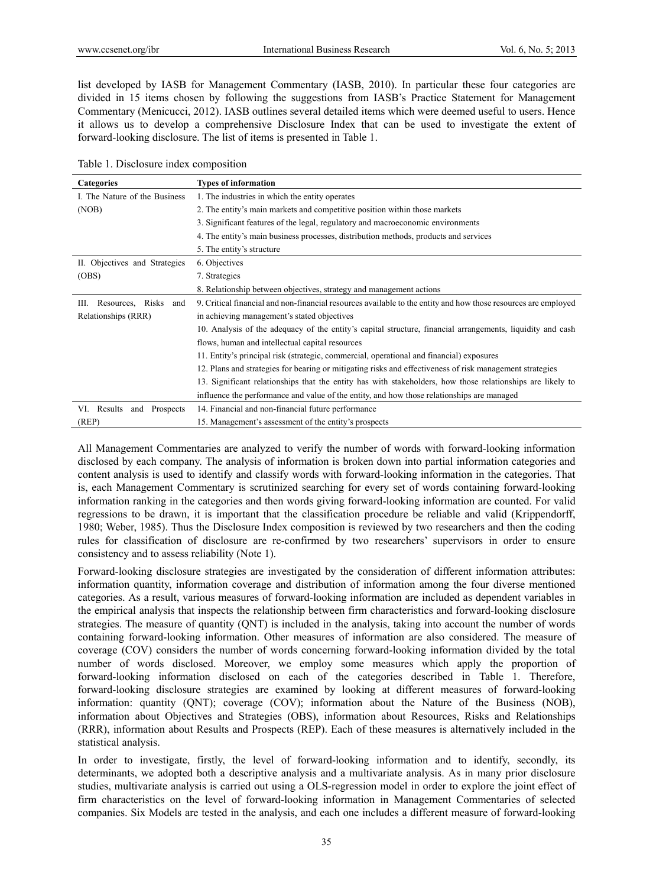list developed by IASB for Management Commentary (IASB, 2010). In particular these four categories are divided in 15 items chosen by following the suggestions from IASB's Practice Statement for Management Commentary (Menicucci, 2012). IASB outlines several detailed items which were deemed useful to users. Hence it allows us to develop a comprehensive Disclosure Index that can be used to investigate the extent of forward-looking disclosure. The list of items is presented in Table 1.

Table 1. Disclosure index composition

| Categories | Types of information |
|---|---|
| I. The Nature of the Business (NOB) | 1. The industries in which the entity operates |
| | 2. The entity's main markets and competitive position within those markets |
| | 3. Significant features of the legal, regulatory and macroeconomic environments |
| | 4. The entity's main business processes, distribution methods, products and services |
| | 5. The entity's structure |
| II. Objectives and Strategies (OBS) | 6. Objectives |
| | 7. Strategies |
| | 8. Relationship between objectives, strategy and management actions |
| III. Resources, Risks and Relationships (RRR) | 9. Critical financial and non-financial resources available to the entity and how those resources are employed in achieving management's stated objectives |
| | 10. Analysis of the adequacy of the entity's capital structure, financial arrangements, liquidity and cash flows, human and intellectual capital resources |
| | 11. Entity's principal risk (strategic, commercial, operational and financial) exposures |
| | 12. Plans and strategies for bearing or mitigating risks and effectiveness of risk management strategies |
| | 13. Significant relationships that the entity has with stakeholders, how those relationships are likely to influence the performance and value of the entity, and how those relationships are managed |
| VI. Results and Prospects (REP) | 14. Financial and non-financial future performance |
| | 15. Management's assessment of the entity's prospects |

All Management Commentaries are analyzed to verify the number of words with forward-looking information disclosed by each company. The analysis of information is broken down into partial information categories and content analysis is used to identify and classify words with forward-looking information in the categories. That is, each Management Commentary is scrutinized searching for every set of words containing forward-looking information ranking in the categories and then words giving forward-looking information are counted. For valid regressions to be drawn, it is important that the classification procedure be reliable and valid (Krippendorff, 1980; Weber, 1985). Thus the Disclosure Index composition is reviewed by two researchers and then the coding rules for classification of disclosure are re-confirmed by two researchers' supervisors in order to ensure consistency and to assess reliability (Note 1).

Forward-looking disclosure strategies are investigated by the consideration of different information attributes: information quantity, information coverage and distribution of information among the four diverse mentioned categories. As a result, various measures of forward-looking information are included as dependent variables in the empirical analysis that inspects the relationship between firm characteristics and forward-looking disclosure strategies. The measure of quantity (QNT) is included in the analysis, taking into account the number of words containing forward-looking information. Other measures of information are also considered. The measure of coverage (COV) considers the number of words concerning forward-looking information divided by the total number of words disclosed. Moreover, we employ some measures which apply the proportion of forward-looking information disclosed on each of the categories described in Table 1. Therefore, forward-looking disclosure strategies are examined by looking at different measures of forward-looking information: quantity (QNT); coverage (COV); information about the Nature of the Business (NOB), information about Objectives and Strategies (OBS), information about Resources, Risks and Relationships (RRR), information about Results and Prospects (REP). Each of these measures is alternatively included in the statistical analysis.

In order to investigate, firstly, the level of forward-looking information and to identify, secondly, its determinants, we adopted both a descriptive analysis and a multivariate analysis. As in many prior disclosure studies, multivariate analysis is carried out using a OLS-regression model in order to explore the joint effect of firm characteristics on the level of forward-looking information in Management Commentaries of selected companies. Six Models are tested in the analysis, and each one includes a different measure of forward-looking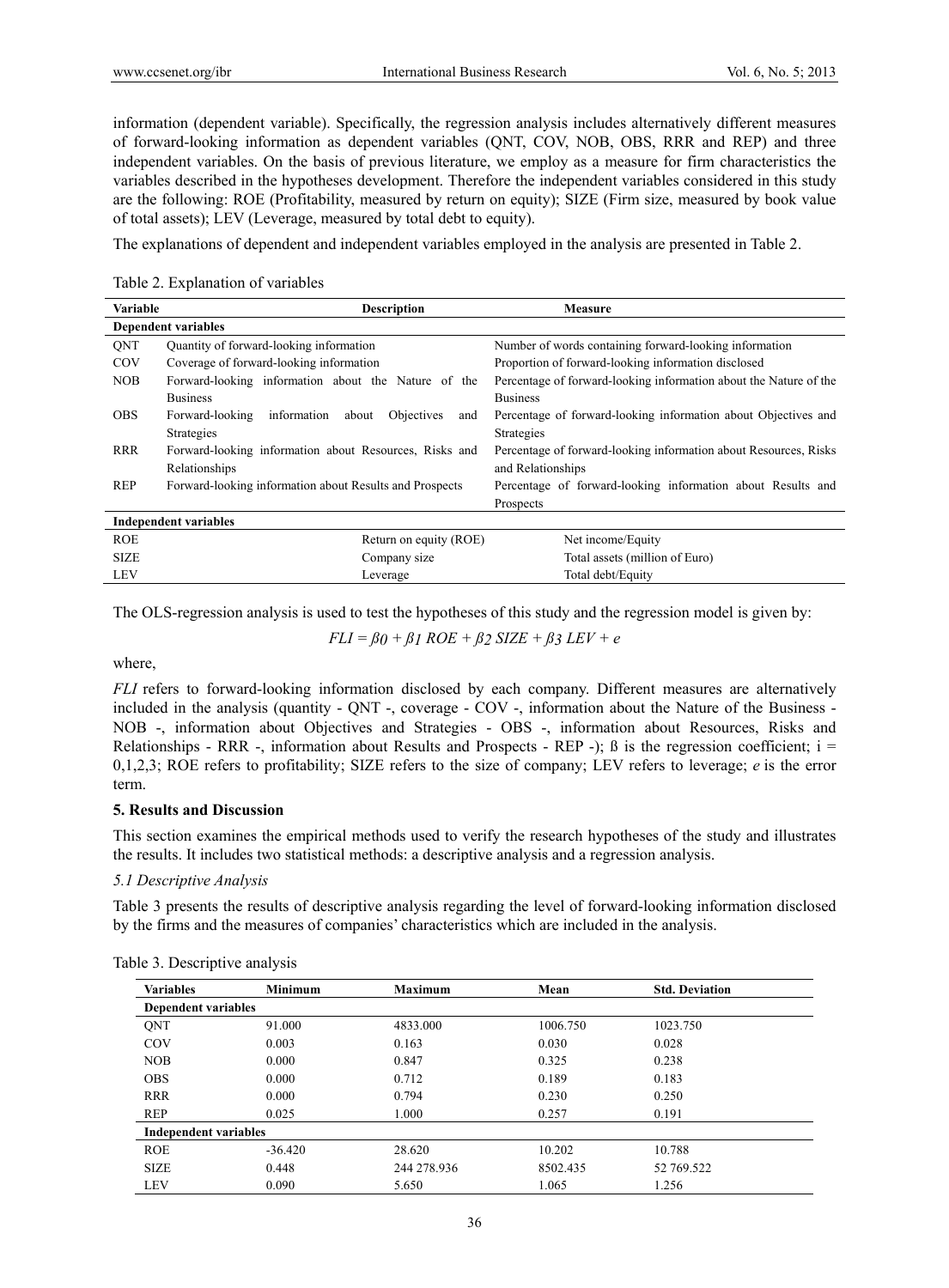information (dependent variable). Specifically, the regression analysis includes alternatively different measures of forward-looking information as dependent variables (QNT, COV, NOB, OBS, RRR and REP) and three independent variables. On the basis of previous literature, we employ as a measure for firm characteristics the variables described in the hypotheses development. Therefore the independent variables considered in this study are the following: ROE (Profitability, measured by return on equity); SIZE (Firm size, measured by book value of total assets); LEV (Leverage, measured by total debt to equity).

The explanations of dependent and independent variables employed in the analysis are presented in Table 2.

Table 2. Explanation of variables

| Variable | Description | Measure |
|---|---|---|
| **Dependent variables** | | |
| QNT | Quantity of forward-looking information | Number of words containing forward-looking information |
| COV | Coverage of forward-looking information | Proportion of forward-looking information disclosed |
| NOB | Forward-looking information about the Nature of the Business | Percentage of forward-looking information about the Nature of the Business |
| OBS | Forward-looking information about Objectives and Strategies | Percentage of forward-looking information about Objectives and Strategies |
| RRR | Forward-looking information about Resources, Risks and Relationships | Percentage of forward-looking information about Resources, Risks and Relationships |
| REP | Forward-looking information about Results and Prospects | Percentage of forward-looking information about Results and Prospects |
| **Independent variables** | | |
| ROE | Return on equity (ROE) | Net income/Equity |
| SIZE | Company size | Total assets (million of Euro) |
| LEV | Leverage | Total debt/Equity |

The OLS-regression analysis is used to test the hypotheses of this study and the regression model is given by:

$$FLI = \beta_0 + \beta_1 ROE + \beta_2 SIZE + \beta_3 LEV + e$$

where,

*FLI* refers to forward-looking information disclosed by each company. Different measures are alternatively included in the analysis (quantity - QNT -, coverage - COV -, information about the Nature of the Business - NOB -, information about Objectives and Strategies - OBS -, information about Resources, Risks and Relationships - RRR -, information about Results and Prospects - REP -); ß is the regression coefficient; $i = 0,1,2,3$; ROE refers to profitability; SIZE refers to the size of company; LEV refers to leverage; *e* is the error term.

## 5. Results and Discussion

This section examines the empirical methods used to verify the research hypotheses of the study and illustrates the results. It includes two statistical methods: a descriptive analysis and a regression analysis.

### *5.1 Descriptive Analysis*

Table 3 presents the results of descriptive analysis regarding the level of forward-looking information disclosed by the firms and the measures of companies' characteristics which are included in the analysis.

Table 3. Descriptive analysis

| Variables | Minimum | Maximum | Mean | Std. Deviation |
|---|---|---|---|---|
| **Dependent variables** | | | | |
| QNT | 91.000 | 4833.000 | 1006.750 | 1023.750 |
| COV | 0.003 | 0.163 | 0.030 | 0.028 |
| NOB | 0.000 | 0.847 | 0.325 | 0.238 |
| OBS | 0.000 | 0.712 | 0.189 | 0.183 |
| RRR | 0.000 | 0.794 | 0.230 | 0.250 |
| REP | 0.025 | 1.000 | 0.257 | 0.191 |
| **Independent variables** | | | | |
| ROE | -36.420 | 28.620 | 10.202 | 10.788 |
| SIZE | 0.448 | 244 278.936 | 8502.435 | 52 769.522 |
| LEV | 0.090 | 5.650 | 1.065 | 1.256 |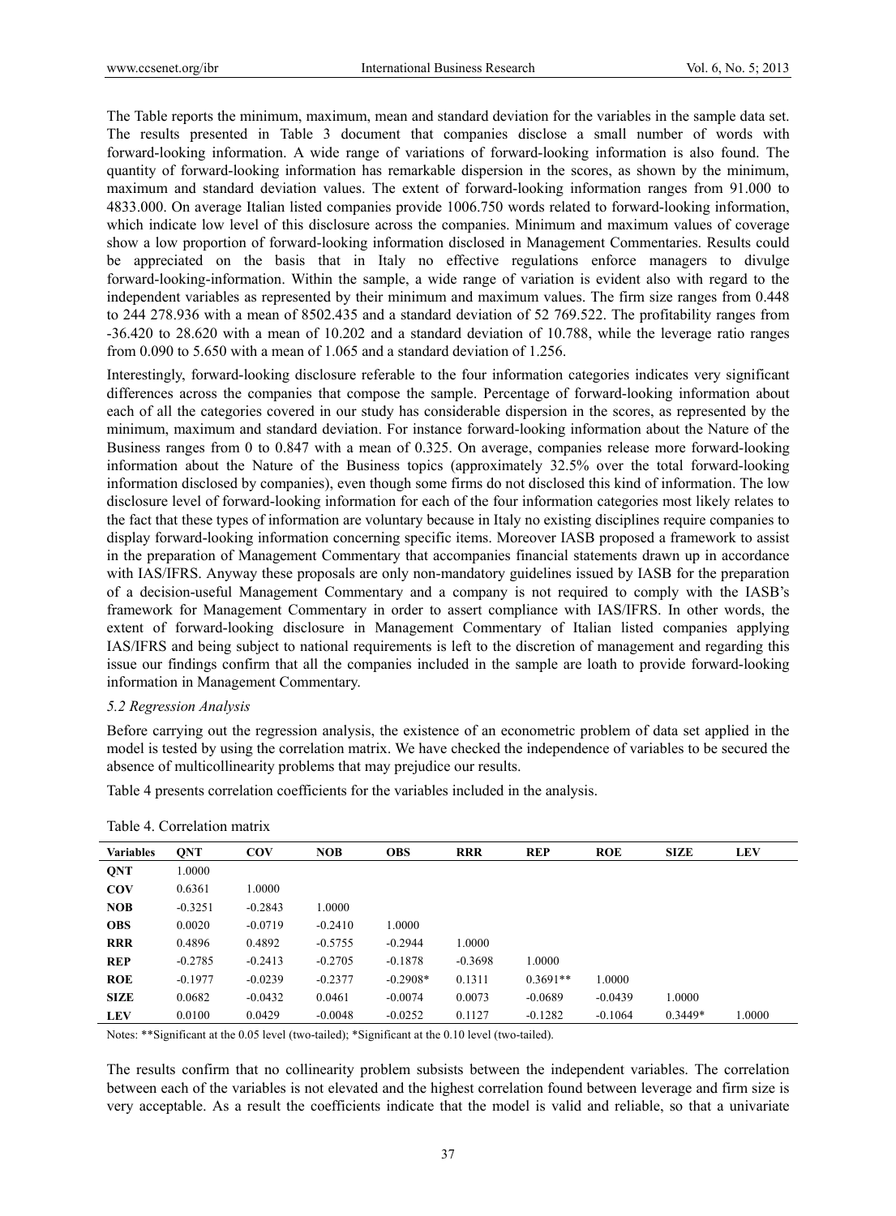The Table reports the minimum, maximum, mean and standard deviation for the variables in the sample data set. The results presented in Table 3 document that companies disclose a small number of words with forward-looking information. A wide range of variations of forward-looking information is also found. The quantity of forward-looking information has remarkable dispersion in the scores, as shown by the minimum, maximum and standard deviation values. The extent of forward-looking information ranges from 91.000 to 4833.000. On average Italian listed companies provide 1006.750 words related to forward-looking information, which indicate low level of this disclosure across the companies. Minimum and maximum values of coverage show a low proportion of forward-looking information disclosed in Management Commentaries. Results could be appreciated on the basis that in Italy no effective regulations enforce managers to divulge forward-looking-information. Within the sample, a wide range of variation is evident also with regard to the independent variables as represented by their minimum and maximum values. The firm size ranges from 0.448 to 244 278.936 with a mean of 8502.435 and a standard deviation of 52 769.522. The profitability ranges from -36.420 to 28.620 with a mean of 10.202 and a standard deviation of 10.788, while the leverage ratio ranges from 0.090 to 5.650 with a mean of 1.065 and a standard deviation of 1.256.

Interestingly, forward-looking disclosure referable to the four information categories indicates very significant differences across the companies that compose the sample. Percentage of forward-looking information about each of all the categories covered in our study has considerable dispersion in the scores, as represented by the minimum, maximum and standard deviation. For instance forward-looking information about the Nature of the Business ranges from 0 to 0.847 with a mean of 0.325. On average, companies release more forward-looking information about the Nature of the Business topics (approximately 32.5% over the total forward-looking information disclosed by companies), even though some firms do not disclosed this kind of information. The low disclosure level of forward-looking information for each of the four information categories most likely relates to the fact that these types of information are voluntary because in Italy no existing disciplines require companies to display forward-looking information concerning specific items. Moreover IASB proposed a framework to assist in the preparation of Management Commentary that accompanies financial statements drawn up in accordance with IAS/IFRS. Anyway these proposals are only non-mandatory guidelines issued by IASB for the preparation of a decision-useful Management Commentary and a company is not required to comply with the IASB's framework for Management Commentary in order to assert compliance with IAS/IFRS. In other words, the extent of forward-looking disclosure in Management Commentary of Italian listed companies applying IAS/IFRS and being subject to national requirements is left to the discretion of management and regarding this issue our findings confirm that all the companies included in the sample are loath to provide forward-looking information in Management Commentary.

### *5.2 Regression Analysis*

Before carrying out the regression analysis, the existence of an econometric problem of data set applied in the model is tested by using the correlation matrix. We have checked the independence of variables to be secured the absence of multicollinearity problems that may prejudice our results.

Table 4 presents correlation coefficients for the variables included in the analysis.

Table 4. Correlation matrix

| Variables | QNT | COV | NOB | OBS | RRR | REP | ROE | SIZE | LEV |
|---|---|---|---|---|---|---|---|---|---|
| **QNT** | 1.0000 | | | | | | | | |
| **COV** | 0.6361 | 1.0000 | | | | | | | |
| **NOB** | -0.3251 | -0.2843 | 1.0000 | | | | | | |
| **OBS** | 0.0020 | -0.0719 | -0.2410 | 1.0000 | | | | | |
| **RRR** | 0.4896 | 0.4892 | -0.5755 | -0.2944 | 1.0000 | | | | |
| **REP** | -0.2785 | -0.2413 | -0.2705 | -0.1878 | -0.3698 | 1.0000 | | | |
| **ROE** | -0.1977 | -0.0239 | -0.2377 | -0.2908* | 0.1311 | 0.3691** | 1.0000 | | |
| **SIZE** | 0.0682 | -0.0432 | 0.0461 | -0.0074 | 0.0073 | -0.0689 | -0.0439 | 1.0000 | |
| **LEV** | 0.0100 | 0.0429 | -0.0048 | -0.0252 | 0.1127 | -0.1282 | -0.1064 | 0.3449* | 1.0000 |

Notes: **Significant at the 0.05 level (two-tailed); *Significant at the 0.10 level (two-tailed).

The results confirm that no collinearity problem subsists between the independent variables. The correlation between each of the variables is not elevated and the highest correlation found between leverage and firm size is very acceptable. As a result the coefficients indicate that the model is valid and reliable, so that a univariate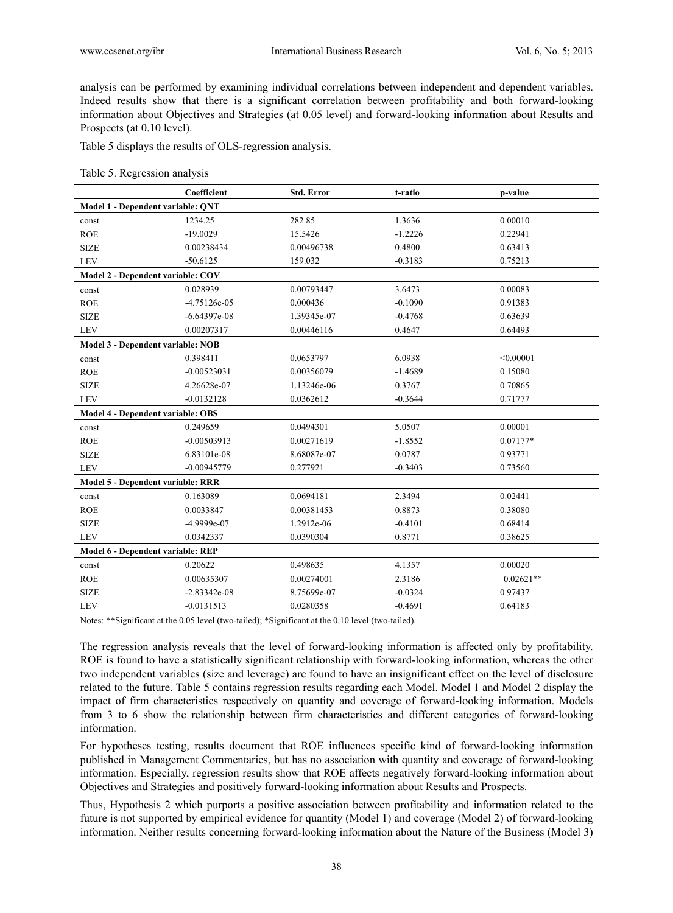analysis can be performed by examining individual correlations between independent and dependent variables. Indeed results show that there is a significant correlation between profitability and both forward-looking information about Objectives and Strategies (at 0.05 level) and forward-looking information about Results and Prospects (at 0.10 level).

Table 5 displays the results of OLS-regression analysis.

Table 5. Regression analysis

| | Coefficient | Std. Error | t-ratio | p-value |
|---|---|---|---|---|
| **Model 1 - Dependent variable: QNT** | | | | |
| const | 1234.25 | 282.85 | 1.3636 | 0.00010 |
| ROE | -19.0029 | 15.5426 | -1.2226 | 0.22941 |
| SIZE | 0.00238434 | 0.00496738 | 0.4800 | 0.63413 |
| LEV | -50.6125 | 159.032 | -0.3183 | 0.75213 |
| **Model 2 - Dependent variable: COV** | | | | |
| const | 0.028939 | 0.00793447 | 3.6473 | 0.00083 |
| ROE | -4.75126e-05 | 0.000436 | -0.1090 | 0.91383 |
| SIZE | -6.64397e-08 | 1.39345e-07 | -0.4768 | 0.63639 |
| LEV | 0.00207317 | 0.00446116 | 0.4647 | 0.64493 |
| **Model 3 - Dependent variable: NOB** | | | | |
| const | 0.398411 | 0.0653797 | 6.0938 | <0.00001 |
| ROE | -0.00523031 | 0.00356079 | -1.4689 | 0.15080 |
| SIZE | 4.26628e-07 | 1.13246e-06 | 0.3767 | 0.70865 |
| LEV | -0.0132128 | 0.0362612 | -0.3644 | 0.71777 |
| **Model 4 - Dependent variable: OBS** | | | | |
| const | 0.249659 | 0.0494301 | 5.0507 | 0.00001 |
| ROE | -0.00503913 | 0.00271619 | -1.8552 | 0.07177* |
| SIZE | 6.83101e-08 | 8.68087e-07 | 0.0787 | 0.93771 |
| LEV | -0.00945779 | 0.277921 | -0.3403 | 0.73560 |
| **Model 5 - Dependent variable: RRR** | | | | |
| const | 0.163089 | 0.0694181 | 2.3494 | 0.02441 |
| ROE | 0.0033847 | 0.00381453 | 0.8873 | 0.38080 |
| SIZE | -4.9999e-07 | 1.2912e-06 | -0.4101 | 0.68414 |
| LEV | 0.0342337 | 0.0390304 | 0.8771 | 0.38625 |
| **Model 6 - Dependent variable: REP** | | | | |
| const | 0.20622 | 0.498635 | 4.1357 | 0.00020 |
| ROE | 0.00635307 | 0.00274001 | 2.3186 | 0.02621** |
| SIZE | -2.83342e-08 | 8.75699e-07 | -0.0324 | 0.97437 |
| LEV | -0.0131513 | 0.0280358 | -0.4691 | 0.64183 |

Notes: **Significant at the 0.05 level (two-tailed); *Significant at the 0.10 level (two-tailed).

The regression analysis reveals that the level of forward-looking information is affected only by profitability. ROE is found to have a statistically significant relationship with forward-looking information, whereas the other two independent variables (size and leverage) are found to have an insignificant effect on the level of disclosure related to the future. Table 5 contains regression results regarding each Model. Model 1 and Model 2 display the impact of firm characteristics respectively on quantity and coverage of forward-looking information. Models from 3 to 6 show the relationship between firm characteristics and different categories of forward-looking information.

For hypotheses testing, results document that ROE influences specific kind of forward-looking information published in Management Commentaries, but has no association with quantity and coverage of forward-looking information. Especially, regression results show that ROE affects negatively forward-looking information about Objectives and Strategies and positively forward-looking information about Results and Prospects.

Thus, Hypothesis 2 which purports a positive association between profitability and information related to the future is not supported by empirical evidence for quantity (Model 1) and coverage (Model 2) of forward-looking information. Neither results concerning forward-looking information about the Nature of the Business (Model 3)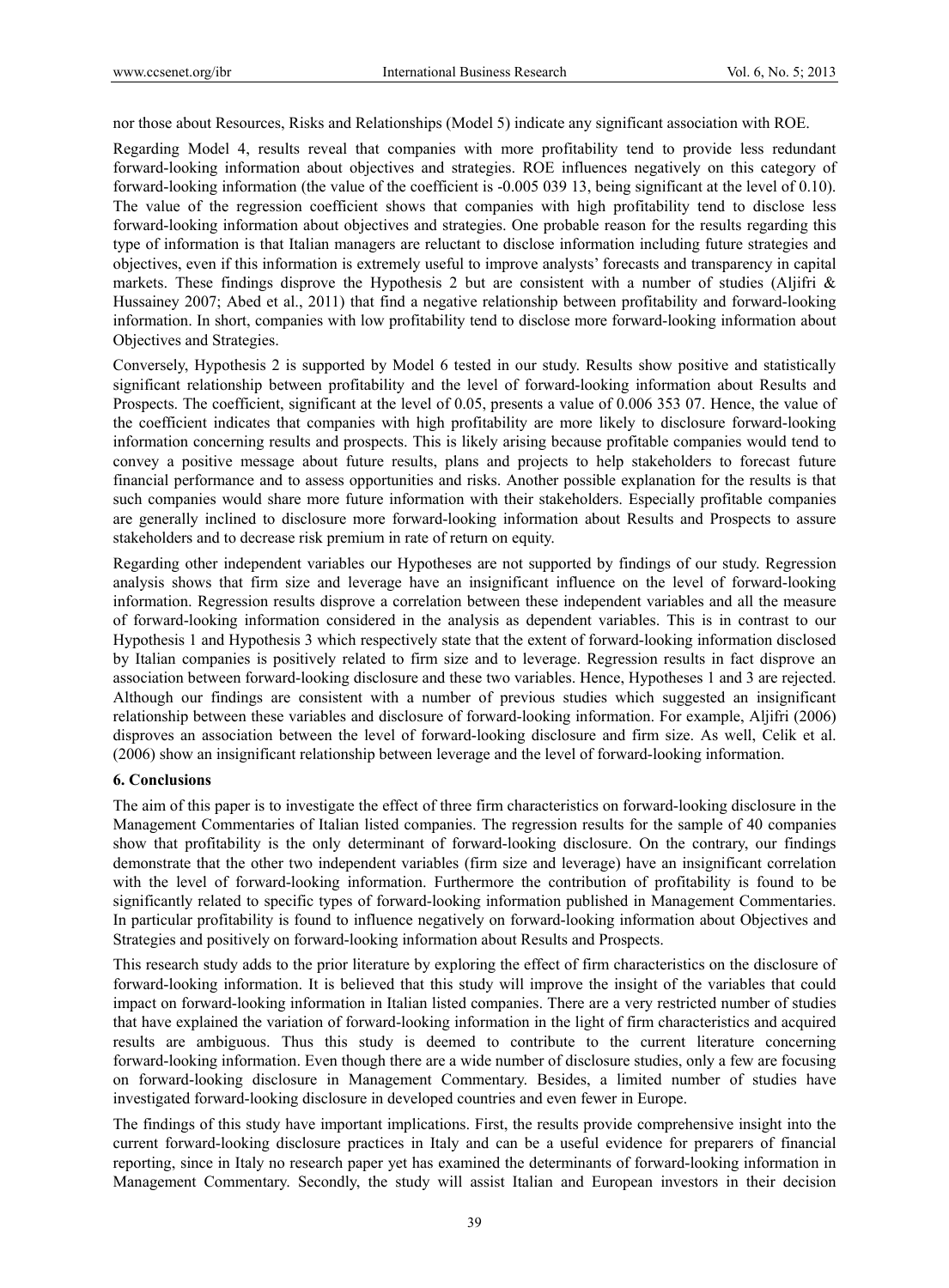nor those about Resources, Risks and Relationships (Model 5) indicate any significant association with ROE.

Regarding Model 4, results reveal that companies with more profitability tend to provide less redundant forward-looking information about objectives and strategies. ROE influences negatively on this category of forward-looking information (the value of the coefficient is -0.005 039 13, being significant at the level of 0.10). The value of the regression coefficient shows that companies with high profitability tend to disclose less forward-looking information about objectives and strategies. One probable reason for the results regarding this type of information is that Italian managers are reluctant to disclose information including future strategies and objectives, even if this information is extremely useful to improve analysts' forecasts and transparency in capital markets. These findings disprove the Hypothesis 2 but are consistent with a number of studies (Aljifri & Hussainey 2007; Abed et al., 2011) that find a negative relationship between profitability and forward-looking information. In short, companies with low profitability tend to disclose more forward-looking information about Objectives and Strategies.

Conversely, Hypothesis 2 is supported by Model 6 tested in our study. Results show positive and statistically significant relationship between profitability and the level of forward-looking information about Results and Prospects. The coefficient, significant at the level of 0.05, presents a value of 0.006 353 07. Hence, the value of the coefficient indicates that companies with high profitability are more likely to disclosure forward-looking information concerning results and prospects. This is likely arising because profitable companies would tend to convey a positive message about future results, plans and projects to help stakeholders to forecast future financial performance and to assess opportunities and risks. Another possible explanation for the results is that such companies would share more future information with their stakeholders. Especially profitable companies are generally inclined to disclosure more forward-looking information about Results and Prospects to assure stakeholders and to decrease risk premium in rate of return on equity.

Regarding other independent variables our Hypotheses are not supported by findings of our study. Regression analysis shows that firm size and leverage have an insignificant influence on the level of forward-looking information. Regression results disprove a correlation between these independent variables and all the measure of forward-looking information considered in the analysis as dependent variables. This is in contrast to our Hypothesis 1 and Hypothesis 3 which respectively state that the extent of forward-looking information disclosed by Italian companies is positively related to firm size and to leverage. Regression results in fact disprove an association between forward-looking disclosure and these two variables. Hence, Hypotheses 1 and 3 are rejected. Although our findings are consistent with a number of previous studies which suggested an insignificant relationship between these variables and disclosure of forward-looking information. For example, Aljifri (2006) disproves an association between the level of forward-looking disclosure and firm size. As well, Celik et al. (2006) show an insignificant relationship between leverage and the level of forward-looking information.

## 6. Conclusions

The aim of this paper is to investigate the effect of three firm characteristics on forward-looking disclosure in the Management Commentaries of Italian listed companies. The regression results for the sample of 40 companies show that profitability is the only determinant of forward-looking disclosure. On the contrary, our findings demonstrate that the other two independent variables (firm size and leverage) have an insignificant correlation with the level of forward-looking information. Furthermore the contribution of profitability is found to be significantly related to specific types of forward-looking information published in Management Commentaries. In particular profitability is found to influence negatively on forward-looking information about Objectives and Strategies and positively on forward-looking information about Results and Prospects.

This research study adds to the prior literature by exploring the effect of firm characteristics on the disclosure of forward-looking information. It is believed that this study will improve the insight of the variables that could impact on forward-looking information in Italian listed companies. There are a very restricted number of studies that have explained the variation of forward-looking information in the light of firm characteristics and acquired results are ambiguous. Thus this study is deemed to contribute to the current literature concerning forward-looking information. Even though there are a wide number of disclosure studies, only a few are focusing on forward-looking disclosure in Management Commentary. Besides, a limited number of studies have investigated forward-looking disclosure in developed countries and even fewer in Europe.

The findings of this study have important implications. First, the results provide comprehensive insight into the current forward-looking disclosure practices in Italy and can be a useful evidence for preparers of financial reporting, since in Italy no research paper yet has examined the determinants of forward-looking information in Management Commentary. Secondly, the study will assist Italian and European investors in their decision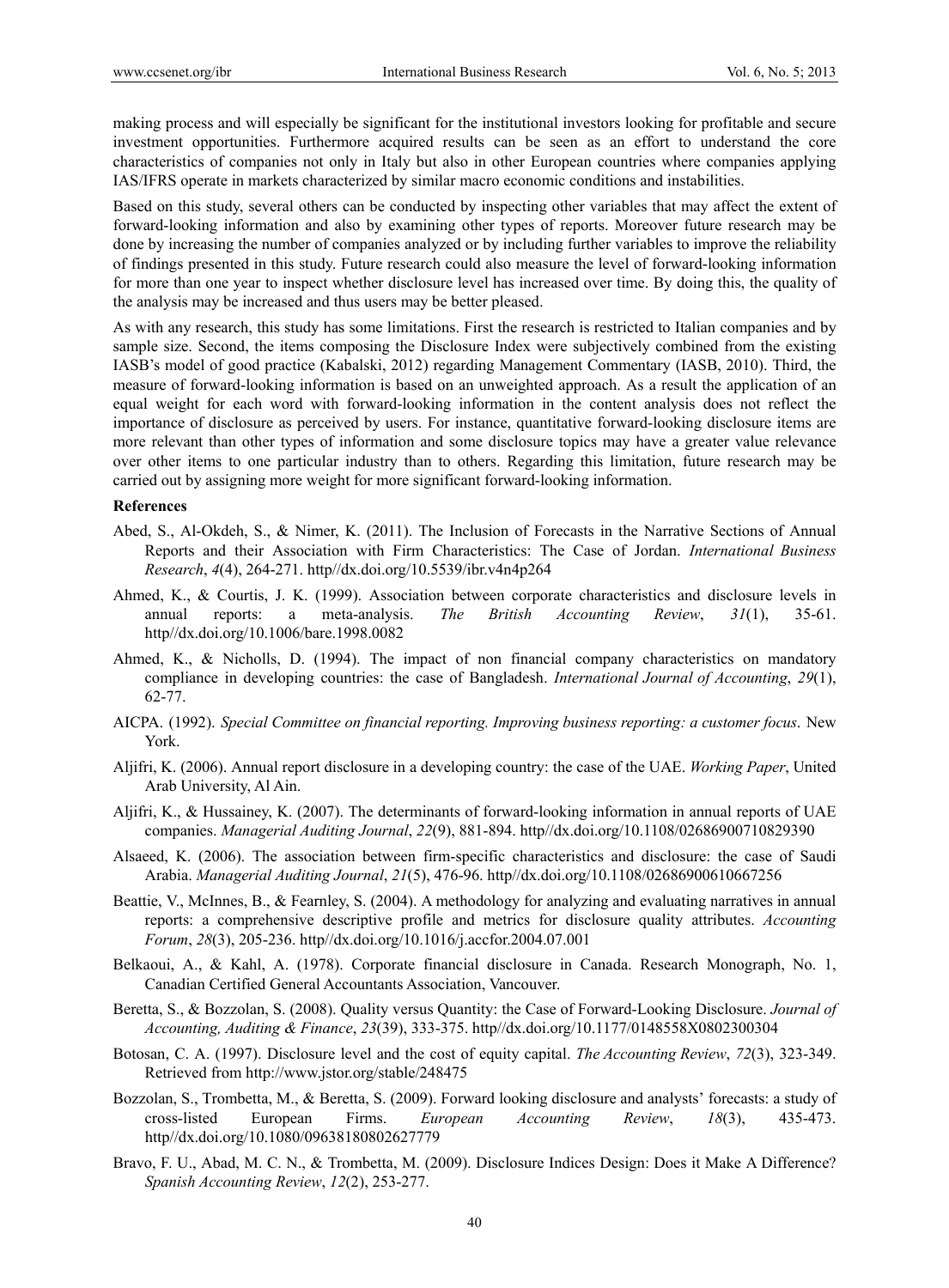making process and will especially be significant for the institutional investors looking for profitable and secure investment opportunities. Furthermore acquired results can be seen as an effort to understand the core characteristics of companies not only in Italy but also in other European countries where companies applying IAS/IFRS operate in markets characterized by similar macro economic conditions and instabilities.

Based on this study, several others can be conducted by inspecting other variables that may affect the extent of forward-looking information and also by examining other types of reports. Moreover future research may be done by increasing the number of companies analyzed or by including further variables to improve the reliability of findings presented in this study. Future research could also measure the level of forward-looking information for more than one year to inspect whether disclosure level has increased over time. By doing this, the quality of the analysis may be increased and thus users may be better pleased.

As with any research, this study has some limitations. First the research is restricted to Italian companies and by sample size. Second, the items composing the Disclosure Index were subjectively combined from the existing IASB's model of good practice (Kabalski, 2012) regarding Management Commentary (IASB, 2010). Third, the measure of forward-looking information is based on an unweighted approach. As a result the application of an equal weight for each word with forward-looking information in the content analysis does not reflect the importance of disclosure as perceived by users. For instance, quantitative forward-looking disclosure items are more relevant than other types of information and some disclosure topics may have a greater value relevance over other items to one particular industry than to others. Regarding this limitation, future research may be carried out by assigning more weight for more significant forward-looking information.

**References**

Abed, S., Al-Okdeh, S., & Nimer, K. (2011). The Inclusion of Forecasts in the Narrative Sections of Annual Reports and their Association with Firm Characteristics: The Case of Jordan. *International Business Research*, *4*(4), 264-271. http//dx.doi.org/10.5539/ibr.v4n4p264

Ahmed, K., & Courtis, J. K. (1999). Association between corporate characteristics and disclosure levels in annual reports: a meta-analysis. *The British Accounting Review*, *31*(1), 35-61. http//dx.doi.org/10.1006/bare.1998.0082

Ahmed, K., & Nicholls, D. (1994). The impact of non financial company characteristics on mandatory compliance in developing countries: the case of Bangladesh. *International Journal of Accounting*, *29*(1), 62-77.

AICPA. (1992). *Special Committee on financial reporting. Improving business reporting: a customer focus*. New York.

Aljifri, K. (2006). Annual report disclosure in a developing country: the case of the UAE. *Working Paper*, United Arab University, Al Ain.

Aljifri, K., & Hussainey, K. (2007). The determinants of forward-looking information in annual reports of UAE companies. *Managerial Auditing Journal*, *22*(9), 881-894. http//dx.doi.org/10.1108/02686900710829390

Alsaeed, K. (2006). The association between firm-specific characteristics and disclosure: the case of Saudi Arabia. *Managerial Auditing Journal*, *21*(5), 476-96. http//dx.doi.org/10.1108/02686900610667256

Beattie, V., McInnes, B., & Fearnley, S. (2004). A methodology for analyzing and evaluating narratives in annual reports: a comprehensive descriptive profile and metrics for disclosure quality attributes. *Accounting Forum*, *28*(3), 205-236. http//dx.doi.org/10.1016/j.accfor.2004.07.001

Belkaoui, A., & Kahl, A. (1978). Corporate financial disclosure in Canada. Research Monograph, No. 1, Canadian Certified General Accountants Association, Vancouver.

Beretta, S., & Bozzolan, S. (2008). Quality versus Quantity: the Case of Forward-Looking Disclosure. *Journal of Accounting, Auditing & Finance*, *23*(39), 333-375. http//dx.doi.org/10.1177/0148558X0802300304

Botosan, C. A. (1997). Disclosure level and the cost of equity capital. *The Accounting Review*, *72*(3), 323-349. Retrieved from http://www.jstor.org/stable/248475

Bozzolan, S., Trombetta, M., & Beretta, S. (2009). Forward looking disclosure and analysts' forecasts: a study of cross-listed European Firms. *European Accounting Review*, *18*(3), 435-473. http//dx.doi.org/10.1080/09638180802627779

Bravo, F. U., Abad, M. C. N., & Trombetta, M. (2009). Disclosure Indices Design: Does it Make A Difference? *Spanish Accounting Review*, *12*(2), 253-277.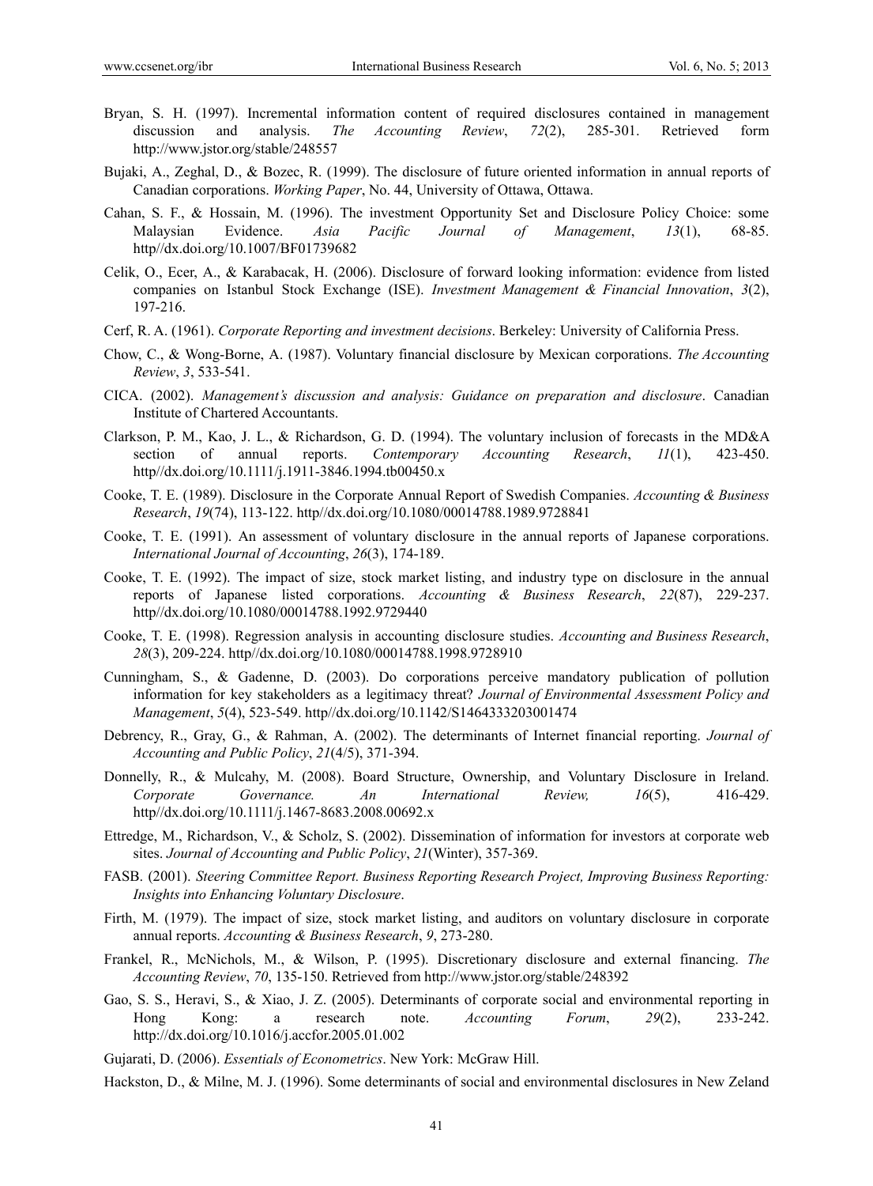Bryan, S. H. (1997). Incremental information content of required disclosures contained in management discussion and analysis. *The Accounting Review*, *72*(2), 285-301. Retrieved form http://www.jstor.org/stable/248557

Bujaki, A., Zeghal, D., & Bozec, R. (1999). The disclosure of future oriented information in annual reports of Canadian corporations. *Working Paper*, No. 44, University of Ottawa, Ottawa.

Cahan, S. F., & Hossain, M. (1996). The investment Opportunity Set and Disclosure Policy Choice: some Malaysian Evidence. *Asia Pacific Journal of Management*, *13*(1), 68-85. http//dx.doi.org/10.1007/BF01739682

Celik, O., Ecer, A., & Karabacak, H. (2006). Disclosure of forward looking information: evidence from listed companies on Istanbul Stock Exchange (ISE). *Investment Management & Financial Innovation*, *3*(2), 197-216.

Cerf, R. A. (1961). *Corporate Reporting and investment decisions*. Berkeley: University of California Press.

Chow, C., & Wong-Borne, A. (1987). Voluntary financial disclosure by Mexican corporations. *The Accounting Review*, *3*, 533-541.

CICA. (2002). *Management's discussion and analysis: Guidance on preparation and disclosure*. Canadian Institute of Chartered Accountants.

Clarkson, P. M., Kao, J. L., & Richardson, G. D. (1994). The voluntary inclusion of forecasts in the MD&A section of annual reports. *Contemporary Accounting Research*, *11*(1), 423-450. http//dx.doi.org/10.1111/j.1911-3846.1994.tb00450.x

Cooke, T. E. (1989). Disclosure in the Corporate Annual Report of Swedish Companies. *Accounting & Business Research*, *19*(74), 113-122. http//dx.doi.org/10.1080/00014788.1989.9728841

Cooke, T. E. (1991). An assessment of voluntary disclosure in the annual reports of Japanese corporations. *International Journal of Accounting*, *26*(3), 174-189.

Cooke, T. E. (1992). The impact of size, stock market listing, and industry type on disclosure in the annual reports of Japanese listed corporations. *Accounting & Business Research*, *22*(87), 229-237. http//dx.doi.org/10.1080/00014788.1992.9729440

Cooke, T. E. (1998). Regression analysis in accounting disclosure studies. *Accounting and Business Research*, *28*(3), 209-224. http//dx.doi.org/10.1080/00014788.1998.9728910

Cunningham, S., & Gadenne, D. (2003). Do corporations perceive mandatory publication of pollution information for key stakeholders as a legitimacy threat? *Journal of Environmental Assessment Policy and Management*, *5*(4), 523-549. http//dx.doi.org/10.1142/S1464333203001474

Debrency, R., Gray, G., & Rahman, A. (2002). The determinants of Internet financial reporting. *Journal of Accounting and Public Policy*, *21*(4/5), 371-394.

Donnelly, R., & Mulcahy, M. (2008). Board Structure, Ownership, and Voluntary Disclosure in Ireland. *Corporate Governance. An International Review,* *16*(5), 416-429. http//dx.doi.org/10.1111/j.1467-8683.2008.00692.x

Ettredge, M., Richardson, V., & Scholz, S. (2002). Dissemination of information for investors at corporate web sites. *Journal of Accounting and Public Policy*, *21*(Winter), 357-369.

FASB. (2001). *Steering Committee Report. Business Reporting Research Project, Improving Business Reporting: Insights into Enhancing Voluntary Disclosure*.

Firth, M. (1979). The impact of size, stock market listing, and auditors on voluntary disclosure in corporate annual reports. *Accounting & Business Research*, *9*, 273-280.

Frankel, R., McNichols, M., & Wilson, P. (1995). Discretionary disclosure and external financing. *The Accounting Review*, *70*, 135-150. Retrieved from http://www.jstor.org/stable/248392

Gao, S. S., Heravi, S., & Xiao, J. Z. (2005). Determinants of corporate social and environmental reporting in Hong Kong: a research note. *Accounting Forum*, *29*(2), 233-242. http://dx.doi.org/10.1016/j.accfor.2005.01.002

Gujarati, D. (2006). *Essentials of Econometrics*. New York: McGraw Hill.

Hackston, D., & Milne, M. J. (1996). Some determinants of social and environmental disclosures in New Zeland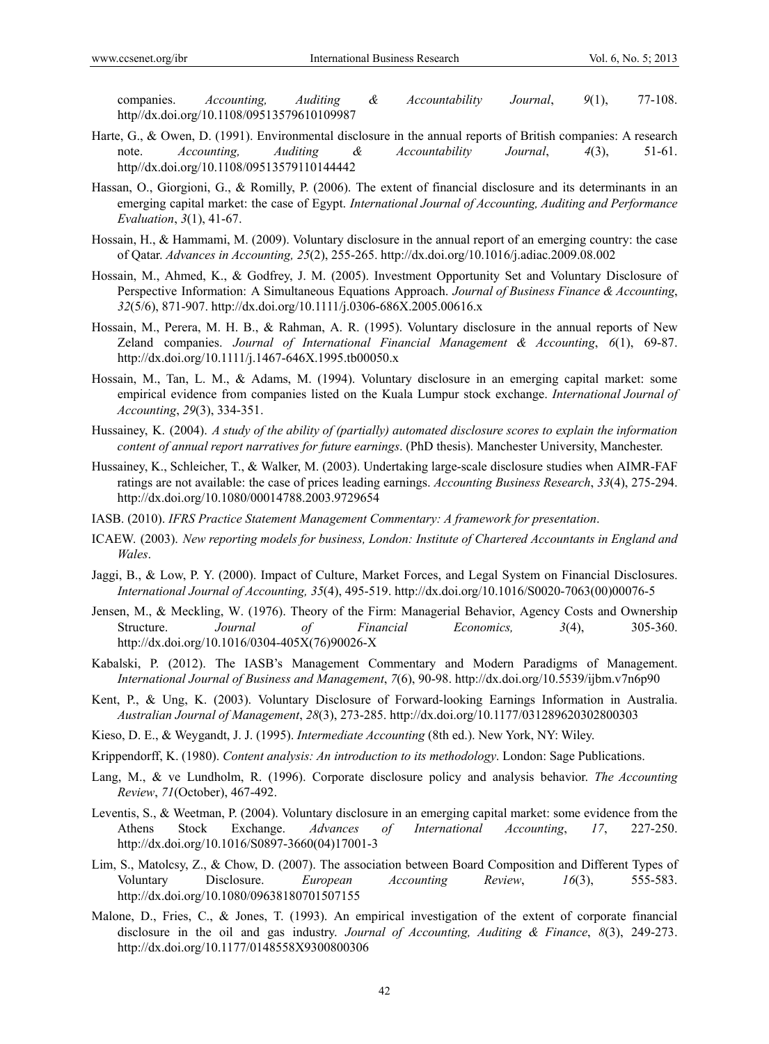companies. *Accounting, Auditing & Accountability Journal*, *9*(1), 77-108. http//dx.doi.org/10.1108/09513579610109987

Harte, G., & Owen, D. (1991). Environmental disclosure in the annual reports of British companies: A research note. *Accounting, Auditing & Accountability Journal*, *4*(3), 51-61. http//dx.doi.org/10.1108/09513579110144442

Hassan, O., Giorgioni, G., & Romilly, P. (2006). The extent of financial disclosure and its determinants in an emerging capital market: the case of Egypt. *International Journal of Accounting, Auditing and Performance Evaluation*, *3*(1), 41-67.

Hossain, H., & Hammami, M. (2009). Voluntary disclosure in the annual report of an emerging country: the case of Qatar. *Advances in Accounting, 25*(2), 255-265. http://dx.doi.org/10.1016/j.adiac.2009.08.002

Hossain, M., Ahmed, K., & Godfrey, J. M. (2005). Investment Opportunity Set and Voluntary Disclosure of Perspective Information: A Simultaneous Equations Approach. *Journal of Business Finance & Accounting*, *32*(5/6), 871-907. http://dx.doi.org/10.1111/j.0306-686X.2005.00616.x

Hossain, M., Perera, M. H. B., & Rahman, A. R. (1995). Voluntary disclosure in the annual reports of New Zeland companies. *Journal of International Financial Management & Accounting*, *6*(1), 69-87. http://dx.doi.org/10.1111/j.1467-646X.1995.tb00050.x

Hossain, M., Tan, L. M., & Adams, M. (1994). Voluntary disclosure in an emerging capital market: some empirical evidence from companies listed on the Kuala Lumpur stock exchange. *International Journal of Accounting*, *29*(3), 334-351.

Hussainey, K. (2004). *A study of the ability of (partially) automated disclosure scores to explain the information content of annual report narratives for future earnings*. (PhD thesis). Manchester University, Manchester.

Hussainey, K., Schleicher, T., & Walker, M. (2003). Undertaking large-scale disclosure studies when AIMR-FAF ratings are not available: the case of prices leading earnings. *Accounting Business Research*, *33*(4), 275-294. http://dx.doi.org/10.1080/00014788.2003.9729654

IASB. (2010). *IFRS Practice Statement Management Commentary: A framework for presentation*.

ICAEW. (2003). *New reporting models for business, London: Institute of Chartered Accountants in England and Wales*.

Jaggi, B., & Low, P. Y. (2000). Impact of Culture, Market Forces, and Legal System on Financial Disclosures. *International Journal of Accounting, 35*(4), 495-519. http://dx.doi.org/10.1016/S0020-7063(00)00076-5

Jensen, M., & Meckling, W. (1976). Theory of the Firm: Managerial Behavior, Agency Costs and Ownership Structure. *Journal of Financial Economics, 3*(4), 305-360. http://dx.doi.org/10.1016/0304-405X(76)90026-X

Kabalski, P. (2012). The IASB's Management Commentary and Modern Paradigms of Management. *International Journal of Business and Management*, *7*(6), 90-98. http://dx.doi.org/10.5539/ijbm.v7n6p90

Kent, P., & Ung, K. (2003). Voluntary Disclosure of Forward-looking Earnings Information in Australia. *Australian Journal of Management*, *28*(3), 273-285. http://dx.doi.org/10.1177/031289620302800303

Kieso, D. E., & Weygandt, J. J. (1995). *Intermediate Accounting* (8th ed.). New York, NY: Wiley.

Krippendorff, K. (1980). *Content analysis: An introduction to its methodology*. London: Sage Publications.

Lang, M., & ve Lundholm, R. (1996). Corporate disclosure policy and analysis behavior. *The Accounting Review*, *71*(October), 467-492.

Leventis, S., & Weetman, P. (2004). Voluntary disclosure in an emerging capital market: some evidence from the Athens Stock Exchange. *Advances of International Accounting*, *17*, 227-250. http://dx.doi.org/10.1016/S0897-3660(04)17001-3

Lim, S., Matolcsy, Z., & Chow, D. (2007). The association between Board Composition and Different Types of Voluntary Disclosure. *European Accounting Review*, *16*(3), 555-583. http://dx.doi.org/10.1080/09638180701507155

Malone, D., Fries, C., & Jones, T. (1993). An empirical investigation of the extent of corporate financial disclosure in the oil and gas industry. *Journal of Accounting, Auditing & Finance*, *8*(3), 249-273. http://dx.doi.org/10.1177/0148558X9300800306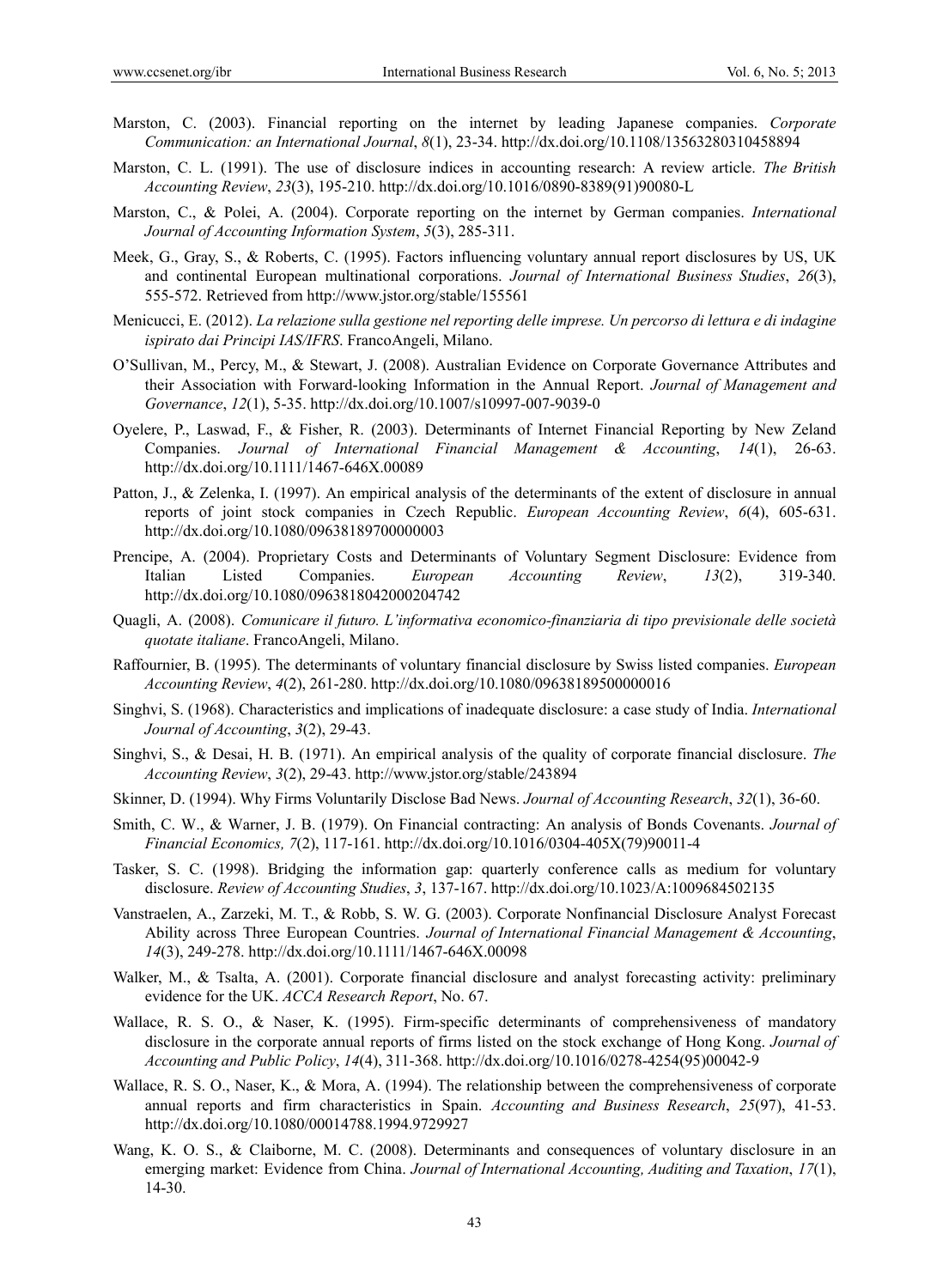Marston, C. (2003). Financial reporting on the internet by leading Japanese companies. *Corporate Communication: an International Journal*, *8*(1), 23-34. http://dx.doi.org/10.1108/13563280310458894

Marston, C. L. (1991). The use of disclosure indices in accounting research: A review article. *The British Accounting Review*, *23*(3), 195-210. http://dx.doi.org/10.1016/0890-8389(91)90080-L

Marston, C., & Polei, A. (2004). Corporate reporting on the internet by German companies. *International Journal of Accounting Information System*, *5*(3), 285-311.

Meek, G., Gray, S., & Roberts, C. (1995). Factors influencing voluntary annual report disclosures by US, UK and continental European multinational corporations. *Journal of International Business Studies*, *26*(3), 555-572. Retrieved from http://www.jstor.org/stable/155561

Menicucci, E. (2012). *La relazione sulla gestione nel reporting delle imprese. Un percorso di lettura e di indagine ispirato dai Principi IAS/IFRS*. FrancoAngeli, Milano.

O'Sullivan, M., Percy, M., & Stewart, J. (2008). Australian Evidence on Corporate Governance Attributes and their Association with Forward-looking Information in the Annual Report. *Journal of Management and Governance*, *12*(1), 5-35. http://dx.doi.org/10.1007/s10997-007-9039-0

Oyelere, P., Laswad, F., & Fisher, R. (2003). Determinants of Internet Financial Reporting by New Zeland Companies. *Journal of International Financial Management & Accounting*, *14*(1), 26-63. http://dx.doi.org/10.1111/1467-646X.00089

Patton, J., & Zelenka, I. (1997). An empirical analysis of the determinants of the extent of disclosure in annual reports of joint stock companies in Czech Republic. *European Accounting Review*, *6*(4), 605-631. http://dx.doi.org/10.1080/09638189700000003

Prencipe, A. (2004). Proprietary Costs and Determinants of Voluntary Segment Disclosure: Evidence from Italian Listed Companies. *European Accounting Review*, *13*(2), 319-340. http://dx.doi.org/10.1080/0963818042000204742

Quagli, A. (2008). *Comunicare il futuro. L'informativa economico-finanziaria di tipo previsionale delle società quotate italiane*. FrancoAngeli, Milano.

Raffournier, B. (1995). The determinants of voluntary financial disclosure by Swiss listed companies. *European Accounting Review*, *4*(2), 261-280. http://dx.doi.org/10.1080/09638189500000016

Singhvi, S. (1968). Characteristics and implications of inadequate disclosure: a case study of India. *International Journal of Accounting*, *3*(2), 29-43.

Singhvi, S., & Desai, H. B. (1971). An empirical analysis of the quality of corporate financial disclosure. *The Accounting Review*, *3*(2), 29-43. http://www.jstor.org/stable/243894

Skinner, D. (1994). Why Firms Voluntarily Disclose Bad News. *Journal of Accounting Research*, *32*(1), 36-60.

Smith, C. W., & Warner, J. B. (1979). On Financial contracting: An analysis of Bonds Covenants. *Journal of Financial Economics, 7*(2), 117-161. http://dx.doi.org/10.1016/0304-405X(79)90011-4

Tasker, S. C. (1998). Bridging the information gap: quarterly conference calls as medium for voluntary disclosure. *Review of Accounting Studies*, *3*, 137-167. http://dx.doi.org/10.1023/A:1009684502135

Vanstraelen, A., Zarzeki, M. T., & Robb, S. W. G. (2003). Corporate Nonfinancial Disclosure Analyst Forecast Ability across Three European Countries. *Journal of International Financial Management & Accounting*, *14*(3), 249-278. http://dx.doi.org/10.1111/1467-646X.00098

Walker, M., & Tsalta, A. (2001). Corporate financial disclosure and analyst forecasting activity: preliminary evidence for the UK. *ACCA Research Report*, No. 67.

Wallace, R. S. O., & Naser, K. (1995). Firm-specific determinants of comprehensiveness of mandatory disclosure in the corporate annual reports of firms listed on the stock exchange of Hong Kong. *Journal of Accounting and Public Policy*, *14*(4), 311-368. http://dx.doi.org/10.1016/0278-4254(95)00042-9

Wallace, R. S. O., Naser, K., & Mora, A. (1994). The relationship between the comprehensiveness of corporate annual reports and firm characteristics in Spain. *Accounting and Business Research*, *25*(97), 41-53. http://dx.doi.org/10.1080/00014788.1994.9729927

Wang, K. O. S., & Claiborne, M. C. (2008). Determinants and consequences of voluntary disclosure in an emerging market: Evidence from China. *Journal of International Accounting, Auditing and Taxation*, *17*(1), 14-30.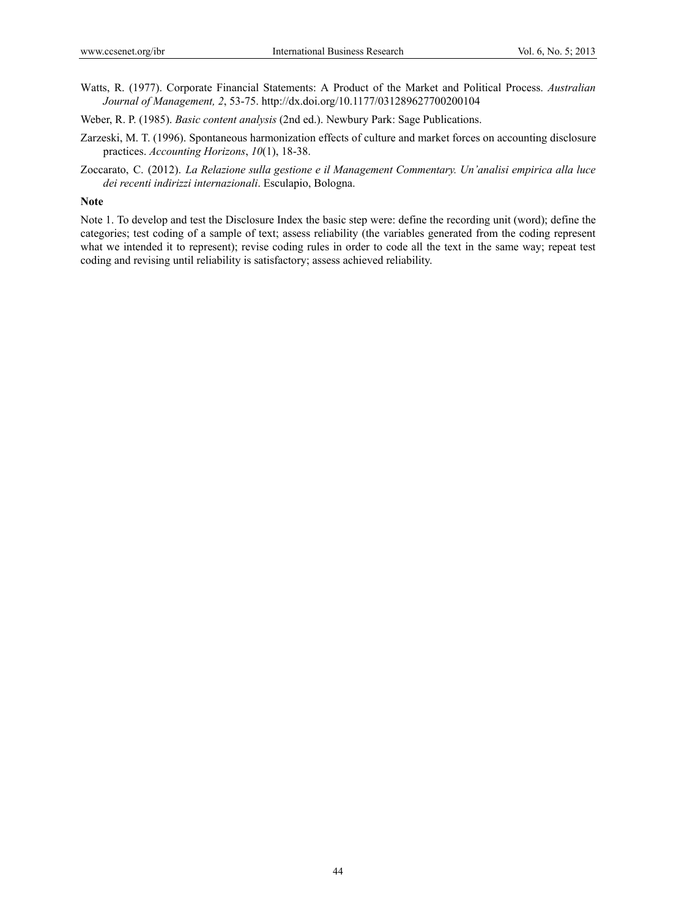Watts, R. (1977). Corporate Financial Statements: A Product of the Market and Political Process. *Australian Journal of Management, 2*, 53-75. http://dx.doi.org/10.1177/031289627700200104

Weber, R. P. (1985). *Basic content analysis* (2nd ed.). Newbury Park: Sage Publications.

Zarzeski, M. T. (1996). Spontaneous harmonization effects of culture and market forces on accounting disclosure practices. *Accounting Horizons*, *10*(1), 18-38.

Zoccarato, C. (2012). *La Relazione sulla gestione e il Management Commentary. Un'analisi empirica alla luce dei recenti indirizzi internazionali*. Esculapio, Bologna.

**Note**

Note 1. To develop and test the Disclosure Index the basic step were: define the recording unit (word); define the categories; test coding of a sample of text; assess reliability (the variables generated from the coding represent what we intended it to represent); revise coding rules in order to code all the text in the same way; repeat test coding and revising until reliability is satisfactory; assess achieved reliability.